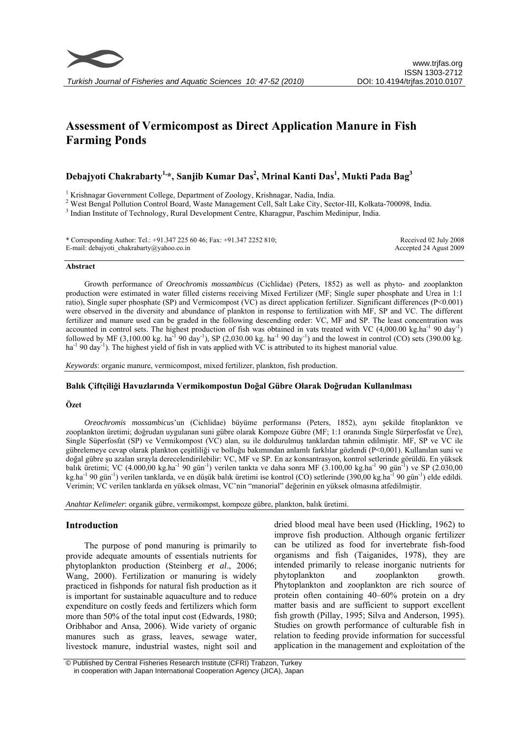# Assessment of Vermicompost as Direct Application Manure in Fish Farming Ponds

**Debajyoti Chakrabarty[1,*], Sanjib Kumar Das[2], Mrinal Kanti Das[1], Mukti Pada Bag[3]**

[1] Krishnagar Government College, Department of Zoology, Krishnagar, Nadia, India.
[2] West Bengal Pollution Control Board, Waste Management Cell, Salt Lake City, Sector-III, Kolkata-700098, India.
[3] Indian Institute of Technology, Rural Development Centre, Kharagpur, Paschim Medinipur, India.

\* Corresponding Author: Tel.: +91.347 225 60 46; Fax: +91.347 2252 810;
E-mail: debajyoti_chakrabarty@yahoo.co.in

Received 02 July 2008
Accepted 24 Agust 2009

#### Abstract

Growth performance of *Oreochromis mossambicus* (Cichlidae) (Peters, 1852) as well as phyto- and zooplankton production were estimated in water filled cisterns receiving Mixed Fertilizer (MF; Single super phosphate and Urea in 1:1 ratio), Single super phosphate (SP) and Vermicompost (VC) as direct application fertilizer. Significant differences (P<0.001) were observed in the diversity and abundance of plankton in response to fertilization with MF, SP and VC. The different fertilizer and manure used can be graded in the following descending order: VC, MF and SP. The least concentration was accounted in control sets. The highest production of fish was obtained in vats treated with VC (4,000.00 kg.ha$^{-1}$ 90 day$^{-1}$) followed by MF (3,100.00 kg. ha$^{-1}$ 90 day$^{-1}$), SP (2,030.00 kg. ha$^{-1}$ 90 day$^{-1}$) and the lowest in control (CO) sets (390.00 kg. ha$^{-1}$ 90 day$^{-1}$). The highest yield of fish in vats applied with VC is attributed to its highest manorial value.

*Keywords*: organic manure, vermicompost, mixed fertilizer, plankton, fish production.

#### Balık Çiftçiliği Havuzlarında Vermikompostun Doğal Gübre Olarak Doğrudan Kullanılması

#### Özet

*Oreochromis mossambicus*'un (Cichlidae) büyüme performansı (Peters, 1852), aynı şekilde fitoplankton ve zooplankton üretimi; doğrudan uygulanan suni gübre olarak Kompoze Gübre (MF; 1:1 oranında Single Sürperfosfat ve Üre), Single Süperfosfat (SP) ve Vermikompost (VC) alan, su ile doldurulmuş tanklardan tahmin edilmiştir. MF, SP ve VC ile gübrelemeye cevap olarak plankton çeşitliliği ve bolluğu bakımından anlamlı farklılar gözlendi (P<0,001). Kullanılan suni ve doğal gübre şu azalan sırayla derecelendirilebilir: VC, MF ve SP. En az konsantrasyon, kontrol setlerinde görüldü. En yüksek balık üretimi; VC (4.000,00 kg.ha$^{-1}$ 90 gün$^{-1}$) verilen tankta ve daha sonra MF (3.100,00 kg.ha$^{-1}$ 90 gün$^{-1}$) ve SP (2.030,00 kg.ha$^{-1}$ 90 gün$^{-1}$) verilen tanklarda, ve en düşük balık üretimi ise kontrol (CO) setlerinde (390,00 kg.ha$^{-1}$ 90 gün$^{-1}$) elde edildi. Verimin; VC verilen tanklarda en yüksek olması, VC'nin "manorial" değerinin en yüksek olmasına atfedilmiştir.

*Anahtar Kelimeler*: organik gübre, vermikompst, kompoze gübre, plankton, balık üretimi.

## Introduction

The purpose of pond manuring is primarily to provide adequate amounts of essentials nutrients for phytoplankton production (Steinberg *et al*., 2006; Wang, 2000). Fertilization or manuring is widely practiced in fishponds for natural fish production as it is important for sustainable aquaculture and to reduce expenditure on costly feeds and fertilizers which form more than 50% of the total input cost (Edwards, 1980; Oribhabor and Ansa, 2006). Wide variety of organic manures such as grass, leaves, sewage water, livestock manure, industrial wastes, night soil and dried blood meal have been used (Hickling, 1962) to improve fish production. Although organic fertilizer can be utilized as food for invertebrate fish-food organisms and fish (Taiganides, 1978), they are intended primarily to release inorganic nutrients for phytoplankton and zooplankton growth. Phytoplankton and zooplankton are rich source of protein often containing 40–60% protein on a dry matter basis and are sufficient to support excellent fish growth (Pillay, 1995; Silva and Anderson, 1995). Studies on growth performance of culturable fish in relation to feeding provide information for successful application in the management and exploitation of the

© Published by Central Fisheries Research Institute (CFRI) Trabzon, Turkey in cooperation with Japan International Cooperation Agency (JICA), Japan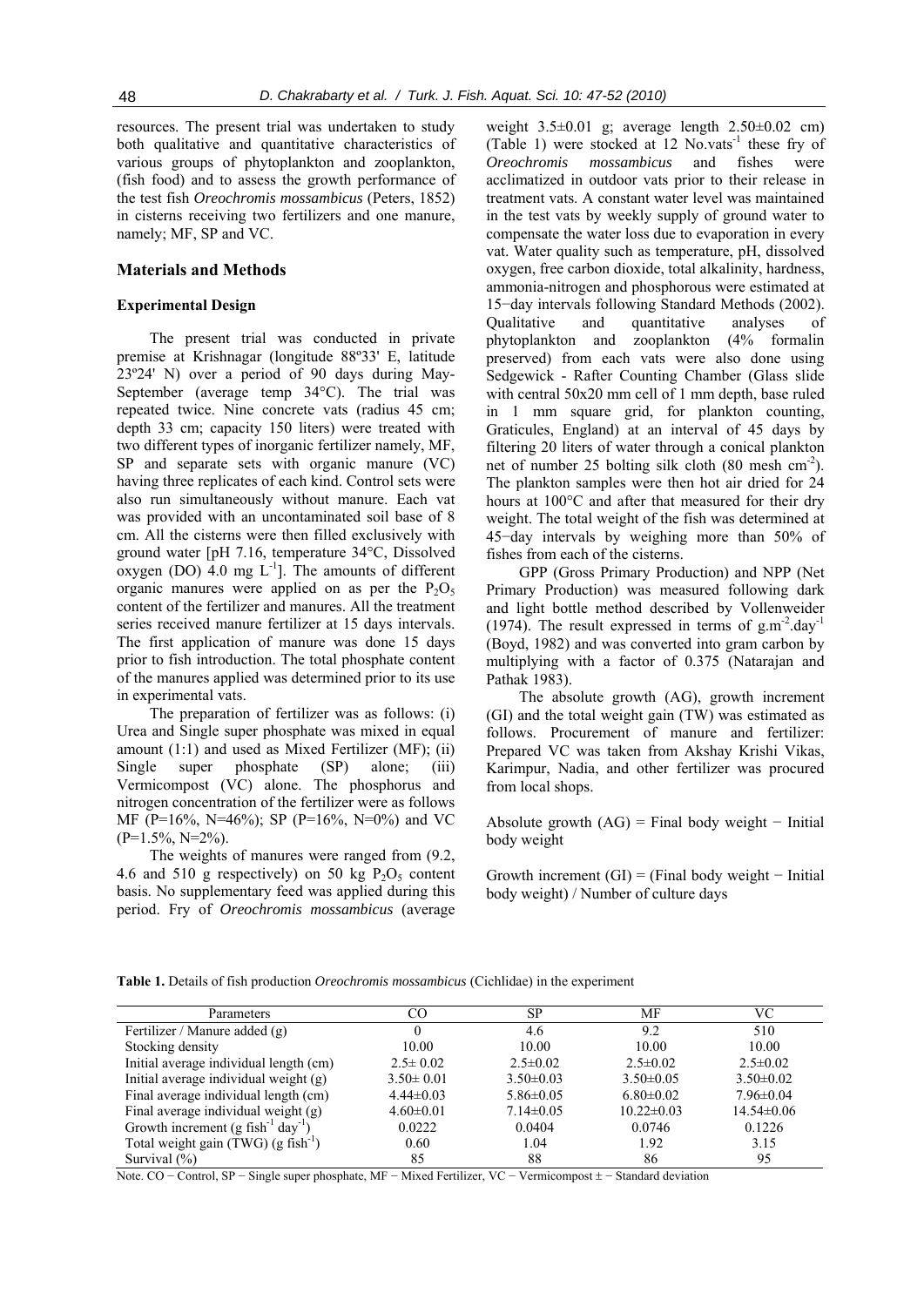resources. The present trial was undertaken to study both qualitative and quantitative characteristics of various groups of phytoplankton and zooplankton, (fish food) and to assess the growth performance of the test fish *Oreochromis mossambicus* (Peters, 1852) in cisterns receiving two fertilizers and one manure, namely; MF, SP and VC.

## Materials and Methods

### Experimental Design

The present trial was conducted in private premise at Krishnagar (longitude 88º33' E, latitude 23º24' N) over a period of 90 days during May-September (average temp 34°C). The trial was repeated twice. Nine concrete vats (radius 45 cm; depth 33 cm; capacity 150 liters) were treated with two different types of inorganic fertilizer namely, MF, SP and separate sets with organic manure (VC) having three replicates of each kind. Control sets were also run simultaneously without manure. Each vat was provided with an uncontaminated soil base of 8 cm. All the cisterns were then filled exclusively with ground water [pH 7.16, temperature 34°C, Dissolved oxygen (DO) 4.0 mg $L^{-1}$]. The amounts of different organic manures were applied on as per the $P_2O_5$ content of the fertilizer and manures. All the treatment series received manure fertilizer at 15 days intervals. The first application of manure was done 15 days prior to fish introduction. The total phosphate content of the manures applied was determined prior to its use in experimental vats.

The preparation of fertilizer was as follows: (i) Urea and Single super phosphate was mixed in equal amount (1:1) and used as Mixed Fertilizer (MF); (ii) Single super phosphate (SP) alone; (iii) Vermicompost (VC) alone. The phosphorus and nitrogen concentration of the fertilizer were as follows MF (P=16%, N=46%); SP (P=16%, N=0%) and VC (P=1.5%, N=2%).

The weights of manures were ranged from (9.2, 4.6 and 510 g respectively) on 50 kg $P_2O_5$ content basis. No supplementary feed was applied during this period. Fry of *Oreochromis mossambicus* (average weight 3.5±0.01 g; average length 2.50±0.02 cm) (Table 1) were stocked at 12 No.$\text{vats}^{-1}$ these fry of *Oreochromis mossambicus* and fishes were acclimatized in outdoor vats prior to their release in treatment vats. A constant water level was maintained in the test vats by weekly supply of ground water to compensate the water loss due to evaporation in every vat. Water quality such as temperature, pH, dissolved oxygen, free carbon dioxide, total alkalinity, hardness, ammonia-nitrogen and phosphorous were estimated at 15−day intervals following Standard Methods (2002). Qualitative and quantitative analyses of phytoplankton and zooplankton (4% formalin preserved) from each vats were also done using Sedgewick - Rafter Counting Chamber (Glass slide with central 50x20 mm cell of 1 mm depth, base ruled in 1 mm square grid, for plankton counting, Graticules, England) at an interval of 45 days by filtering 20 liters of water through a conical plankton net of number 25 bolting silk cloth (80 mesh $cm^{-2}$). The plankton samples were then hot air dried for 24 hours at 100°C and after that measured for their dry weight. The total weight of the fish was determined at 45−day intervals by weighing more than 50% of fishes from each of the cisterns.

GPP (Gross Primary Production) and NPP (Net Primary Production) was measured following dark and light bottle method described by Vollenweider (1974). The result expressed in terms of $g.m^{-2}.day^{-1}$ (Boyd, 1982) and was converted into gram carbon by multiplying with a factor of 0.375 (Natarajan and Pathak 1983).

The absolute growth (AG), growth increment (GI) and the total weight gain (TW) was estimated as follows. Procurement of manure and fertilizer: Prepared VC was taken from Akshay Krishi Vikas, Karimpur, Nadia, and other fertilizer was procured from local shops.

Absolute growth (AG) = Final body weight − Initial body weight

Growth increment (GI) = (Final body weight − Initial body weight) / Number of culture days

**Table 1.** Details of fish production *Oreochromis mossambicus* (Cichlidae) in the experiment

| Parameters | CO | SP | MF | VC |
|---|---|---|---|---|
| Fertilizer / Manure added (g) | 0 | 4.6 | 9.2 | 510 |
| Stocking density | 10.00 | 10.00 | 10.00 | 10.00 |
| Initial average individual length (cm) | 2.5± 0.02 | 2.5±0.02 | 2.5±0.02 | 2.5±0.02 |
| Initial average individual weight (g) | 3.50± 0.01 | 3.50±0.03 | 3.50±0.05 | 3.50±0.02 |
| Final average individual length (cm) | 4.44±0.03 | 5.86±0.05 | 6.80±0.02 | 7.96±0.04 |
| Final average individual weight (g) | 4.60±0.01 | 7.14±0.05 | 10.22±0.03 | 14.54±0.06 |
| Growth increment (g $fish^{-1}$ $day^{-1}$) | 0.0222 | 0.0404 | 0.0746 | 0.1226 |
| Total weight gain (TWG) (g $fish^{-1}$) | 0.60 | 1.04 | 1.92 | 3.15 |
| Survival (%) | 85 | 88 | 86 | 95 |

Note. CO − Control, SP − Single super phosphate, MF − Mixed Fertilizer, VC − Vermicompost ± − Standard deviation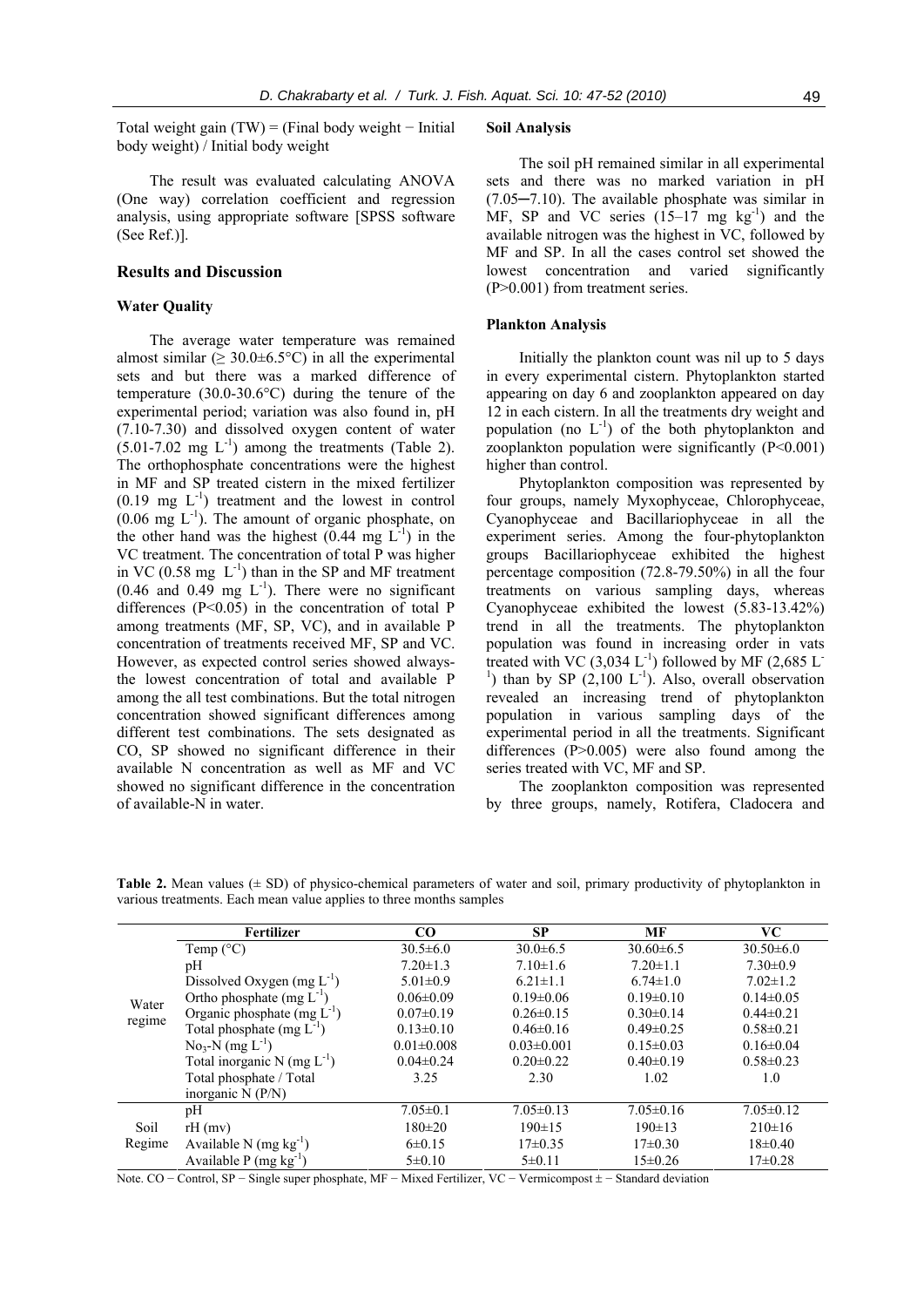Total weight gain (TW) = (Final body weight − Initial body weight) / Initial body weight

The result was evaluated calculating ANOVA (One way) correlation coefficient and regression analysis, using appropriate software [SPSS software (See Ref.)].

## Results and Discussion

### Water Quality

The average water temperature was remained almost similar (≥ 30.0±6.5°C) in all the experimental sets and but there was a marked difference of temperature (30.0-30.6°C) during the tenure of the experimental period; variation was also found in, pH (7.10-7.30) and dissolved oxygen content of water (5.01-7.02 mg $L^{-1}$) among the treatments (Table 2). The orthophosphate concentrations were the highest in MF and SP treated cistern in the mixed fertilizer (0.19 mg $L^{-1}$) treatment and the lowest in control (0.06 mg $L^{-1}$). The amount of organic phosphate, on the other hand was the highest (0.44 mg $L^{-1}$) in the VC treatment. The concentration of total P was higher in VC (0.58 mg $L^{-1}$) than in the SP and MF treatment (0.46 and 0.49 mg $L^{-1}$). There were no significant differences ($P<0.05$) in the concentration of total P among treatments (MF, SP, VC), and in available P concentration of treatments received MF, SP and VC. However, as expected control series showed always-the lowest concentration of total and available P among the all test combinations. But the total nitrogen concentration showed significant differences among different test combinations. The sets designated as CO, SP showed no significant difference in their available N concentration as well as MF and VC showed no significant difference in the concentration of available-N in water.

### Soil Analysis

The soil pH remained similar in all experimental sets and there was no marked variation in pH (7.05─7.10). The available phosphate was similar in MF, SP and VC series (15–17 mg $kg^{-1}$) and the available nitrogen was the highest in VC, followed by MF and SP. In all the cases control set showed the lowest concentration and varied significantly ($P>0.001$) from treatment series.

### Plankton Analysis

Initially the plankton count was nil up to 5 days in every experimental cistern. Phytoplankton started appearing on day 6 and zooplankton appeared on day 12 in each cistern. In all the treatments dry weight and population (no $L^{-1}$) of the both phytoplankton and zooplankton population were significantly ($P<0.001$) higher than control.

Phytoplankton composition was represented by four groups, namely Myxophyceae, Chlorophyceae, Cyanophyceae and Bacillariophyceae in all the experiment series. Among the four-phytoplankton groups Bacillariophyceae exhibited the highest percentage composition (72.8-79.50%) in all the four treatments on various sampling days, whereas Cyanophyceae exhibited the lowest (5.83-13.42%) trend in all the treatments. The phytoplankton population was found in increasing order in vats treated with VC (3,034 $L^{-1}$) followed by MF (2,685 $L^{-1}$) than by SP (2,100 $L^{-1}$). Also, overall observation revealed an increasing trend of phytoplankton population in various sampling days of the experimental period in all the treatments. Significant differences ($P>0.005$) were also found among the series treated with VC, MF and SP.

The zooplankton composition was represented by three groups, namely, Rotifera, Cladocera and

**Table 2.** Mean values (± SD) of physico-chemical parameters of water and soil, primary productivity of phytoplankton in various treatments. Each mean value applies to three months samples

| | Fertilizer | CO | SP | MF | VC |
|---|---|---|---|---|---|
| Water regime | Temp (°C) | 30.5±6.0 | 30.0±6.5 | 30.60±6.5 | 30.50±6.0 |
| | pH | 7.20±1.3 | 7.10±1.6 | 7.20±1.1 | 7.30±0.9 |
| | Dissolved Oxygen (mg $L^{-1}$) | 5.01±0.9 | 6.21±1.1 | 6.74±1.0 | 7.02±1.2 |
| | Ortho phosphate (mg $L^{-1}$) | 0.06±0.09 | 0.19±0.06 | 0.19±0.10 | 0.14±0.05 |
| | Organic phosphate (mg $L^{-1}$) | 0.07±0.19 | 0.26±0.15 | 0.30±0.14 | 0.44±0.21 |
| | Total phosphate (mg $L^{-1}$) | 0.13±0.10 | 0.46±0.16 | 0.49±0.25 | 0.58±0.21 |
| | $No_3$-N (mg $L^{-1}$) | 0.01±0.008 | 0.03±0.001 | 0.15±0.03 | 0.16±0.04 |
| | Total inorganic N (mg $L^{-1}$) | 0.04±0.24 | 0.20±0.22 | 0.40±0.19 | 0.58±0.23 |
| | Total phosphate / Total inorganic N (P/N) | 3.25 | 2.30 | 1.02 | 1.0 |
| Soil Regime | pH | 7.05±0.1 | 7.05±0.13 | 7.05±0.16 | 7.05±0.12 |
| | rH (mv) | 180±20 | 190±15 | 190±13 | 210±16 |
| | Available N (mg $kg^{-1}$) | 6±0.15 | 17±0.35 | 17±0.30 | 18±0.40 |
| | Available P (mg $kg^{-1}$) | 5±0.10 | 5±0.11 | 15±0.26 | 17±0.28 |

Note. CO − Control, SP − Single super phosphate, MF − Mixed Fertilizer, VC − Vermicompost ± − Standard deviation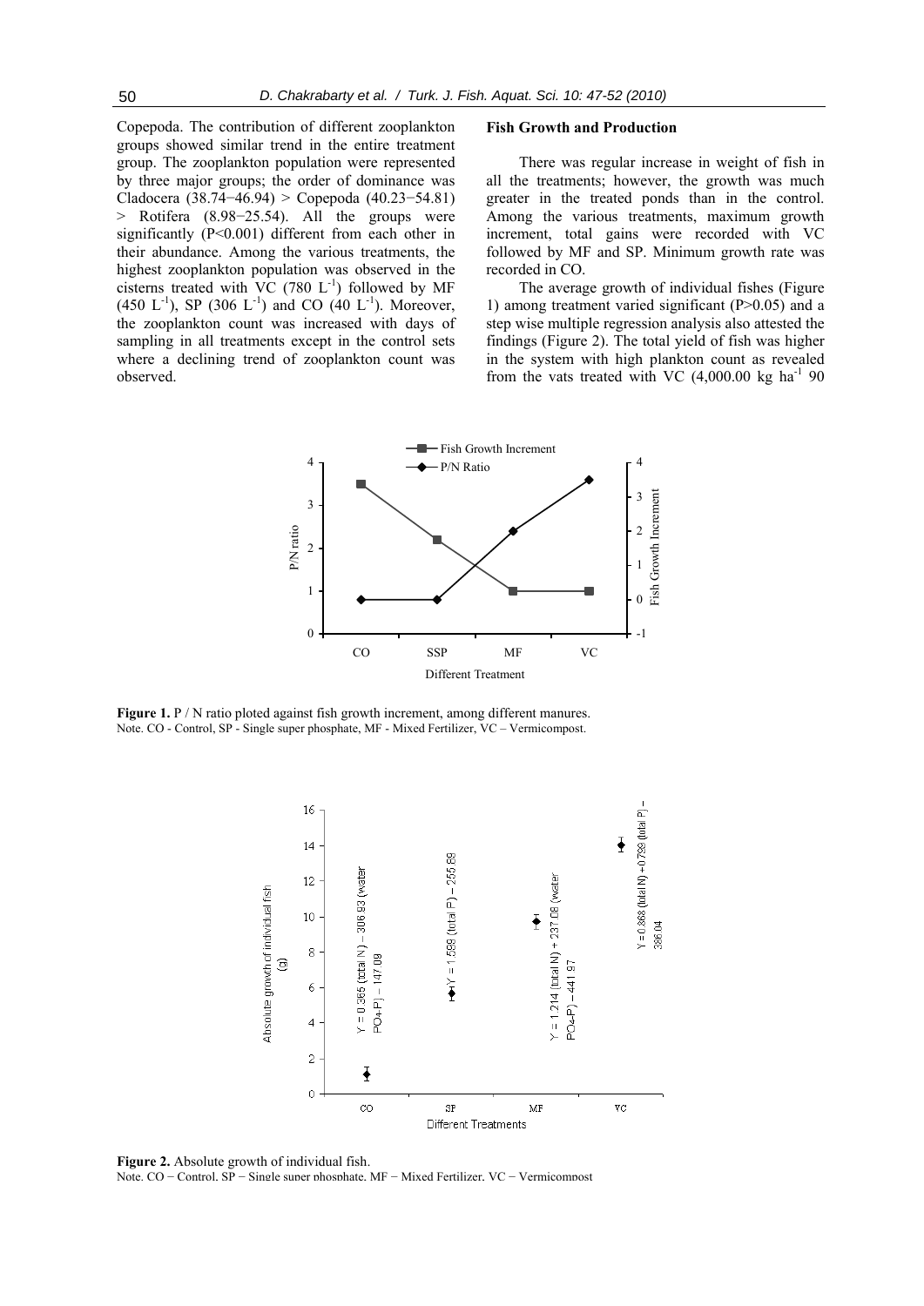Copepoda. The contribution of different zooplankton groups showed similar trend in the entire treatment group. The zooplankton population were represented by three major groups; the order of dominance was Cladocera (38.74−46.94) > Copepoda (40.23−54.81) > Rotifera (8.98−25.54). All the groups were significantly ($P<0.001$) different from each other in their abundance. Among the various treatments, the highest zooplankton population was observed in the cisterns treated with VC (780 $L^{-1}$) followed by MF (450 $L^{-1}$), SP (306 $L^{-1}$) and CO (40 $L^{-1}$). Moreover, the zooplankton count was increased with days of sampling in all treatments except in the control sets where a declining trend of zooplankton count was observed.

### Fish Growth and Production

There was regular increase in weight of fish in all the treatments; however, the growth was much greater in the treated ponds than in the control. Among the various treatments, maximum growth increment, total gains were recorded with VC followed by MF and SP. Minimum growth rate was recorded in CO.

The average growth of individual fishes (Figure 1) among treatment varied significant ($P>0.05$) and a step wise multiple regression analysis also attested the findings (Figure 2). The total yield of fish was higher in the system with high plankton count as revealed from the vats treated with VC (4,000.00 kg $ha^{-1}$ 90

**Figure 1.** P / N ratio ploted against fish growth increment, among different manures.
Note. CO - Control, SP - Single super phosphate, MF - Mixed Fertilizer, VC – Vermicompost.

**Figure 2.** Absolute growth of individual fish.
Note. CO − Control, SP − Single super phosphate, MF − Mixed Fertilizer, VC − Vermicompost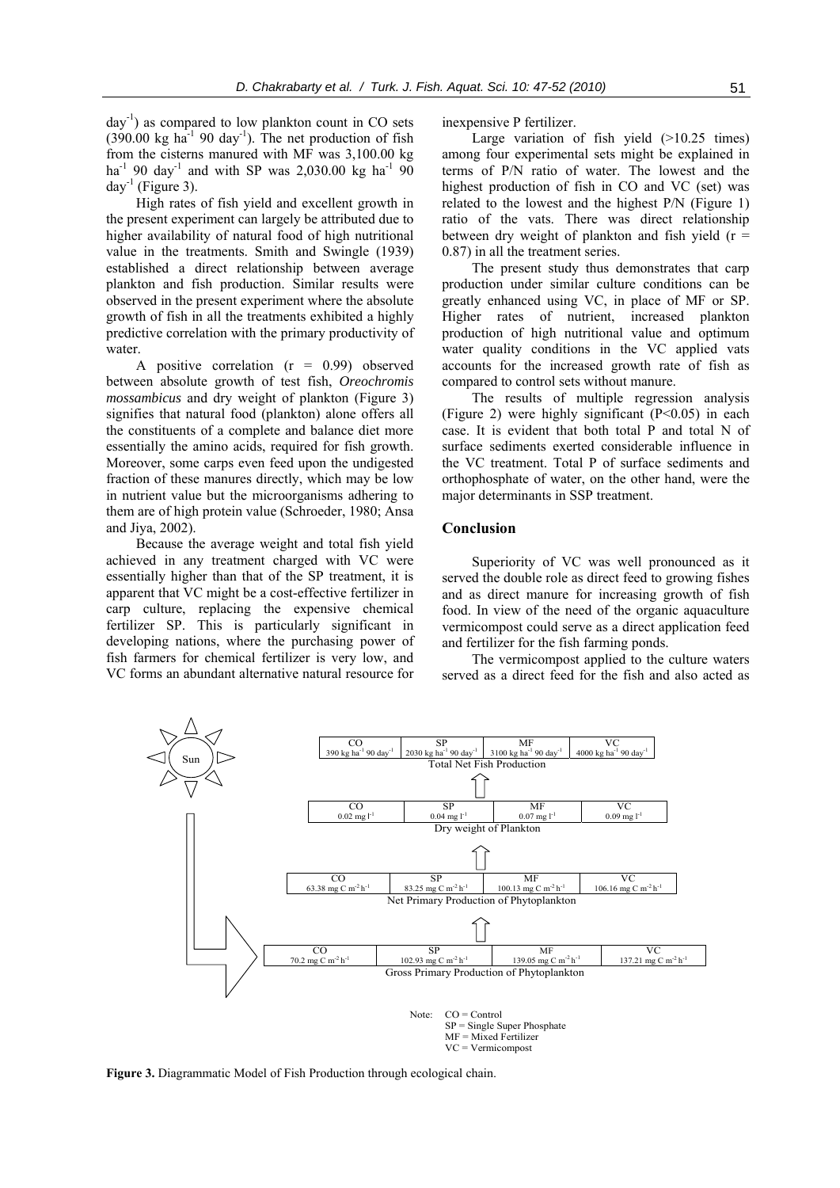$day^{-1}$) as compared to low plankton count in CO sets (390.00 kg $ha^{-1}$ 90 $day^{-1}$). The net production of fish from the cisterns manured with MF was 3,100.00 kg $ha^{-1}$ 90 $day^{-1}$ and with SP was 2,030.00 kg $ha^{-1}$ 90 $day^{-1}$ (Figure 3).

High rates of fish yield and excellent growth in the present experiment can largely be attributed due to higher availability of natural food of high nutritional value in the treatments. Smith and Swingle (1939) established a direct relationship between average plankton and fish production. Similar results were observed in the present experiment where the absolute growth of fish in all the treatments exhibited a highly predictive correlation with the primary productivity of water.

A positive correlation ($r = 0.99$) observed between absolute growth of test fish, *Oreochromis mossambicus* and dry weight of plankton (Figure 3) signifies that natural food (plankton) alone offers all the constituents of a complete and balance diet more essentially the amino acids, required for fish growth. Moreover, some carps even feed upon the undigested fraction of these manures directly, which may be low in nutrient value but the microorganisms adhering to them are of high protein value (Schroeder, 1980; Ansa and Jiya, 2002).

Because the average weight and total fish yield achieved in any treatment charged with VC were essentially higher than that of the SP treatment, it is apparent that VC might be a cost-effective fertilizer in carp culture, replacing the expensive chemical fertilizer SP. This is particularly significant in developing nations, where the purchasing power of fish farmers for chemical fertilizer is very low, and VC forms an abundant alternative natural resource for inexpensive P fertilizer.

Large variation of fish yield (>10.25 times) among four experimental sets might be explained in terms of P/N ratio of water. The lowest and the highest production of fish in CO and VC (set) was related to the lowest and the highest P/N (Figure 1) ratio of the vats. There was direct relationship between dry weight of plankton and fish yield ($r = 0.87$) in all the treatment series.

The present study thus demonstrates that carp production under similar culture conditions can be greatly enhanced using VC, in place of MF or SP. Higher rates of nutrient, increased plankton production of high nutritional value and optimum water quality conditions in the VC applied vats accounts for the increased growth rate of fish as compared to control sets without manure.

The results of multiple regression analysis (Figure 2) were highly significant ($P<0.05$) in each case. It is evident that both total P and total N of surface sediments exerted considerable influence in the VC treatment. Total P of surface sediments and orthophosphate of water, on the other hand, were the major determinants in SSP treatment.

## Conclusion

Superiority of VC was well pronounced as it served the double role as direct feed to growing fishes and as direct manure for increasing growth of fish food. In view of the need of the organic aquaculture vermicompost could serve as a direct application feed and fertilizer for the fish farming ponds.

The vermicompost applied to the culture waters served as a direct feed for the fish and also acted as

| | CO | SP | MF | VC |
|---|---|---|---|---|
| Total Net Fish Production | 390 kg $ha^{-1}$ 90 $day^{-1}$ | 2030 kg $ha^{-1}$ 90 $day^{-1}$ | 3100 kg $ha^{-1}$ 90 $day^{-1}$ | 4000 kg $ha^{-1}$ 90 $day^{-1}$ |
| Dry weight of Plankton | 0.02 mg $l^{-1}$ | 0.04 mg $l^{-1}$ | 0.07 mg $l^{-1}$ | 0.09 mg $l^{-1}$ |
| Net Primary Production of Phytoplankton | 63.38 mg C $m^{-2}$ $h^{-1}$ | 83.25 mg C $m^{-2}$ $h^{-1}$ | 100.13 mg C $m^{-2}$ $h^{-1}$ | 106.16 mg C $m^{-2}$ $h^{-1}$ |
| Gross Primary Production of Phytoplankton | 70.2 mg C $m^{-2}$ $h^{-1}$ | 102.93 mg C $m^{-2}$ $h^{-1}$ | 139.05 mg C $m^{-2}$ $h^{-1}$ | 137.21 mg C $m^{-2}$ $h^{-1}$ |

Note: CO = Control
SP = Single Super Phosphate
MF = Mixed Fertilizer
VC = Vermicompost

**Figure 3.** Diagrammatic Model of Fish Production through ecological chain.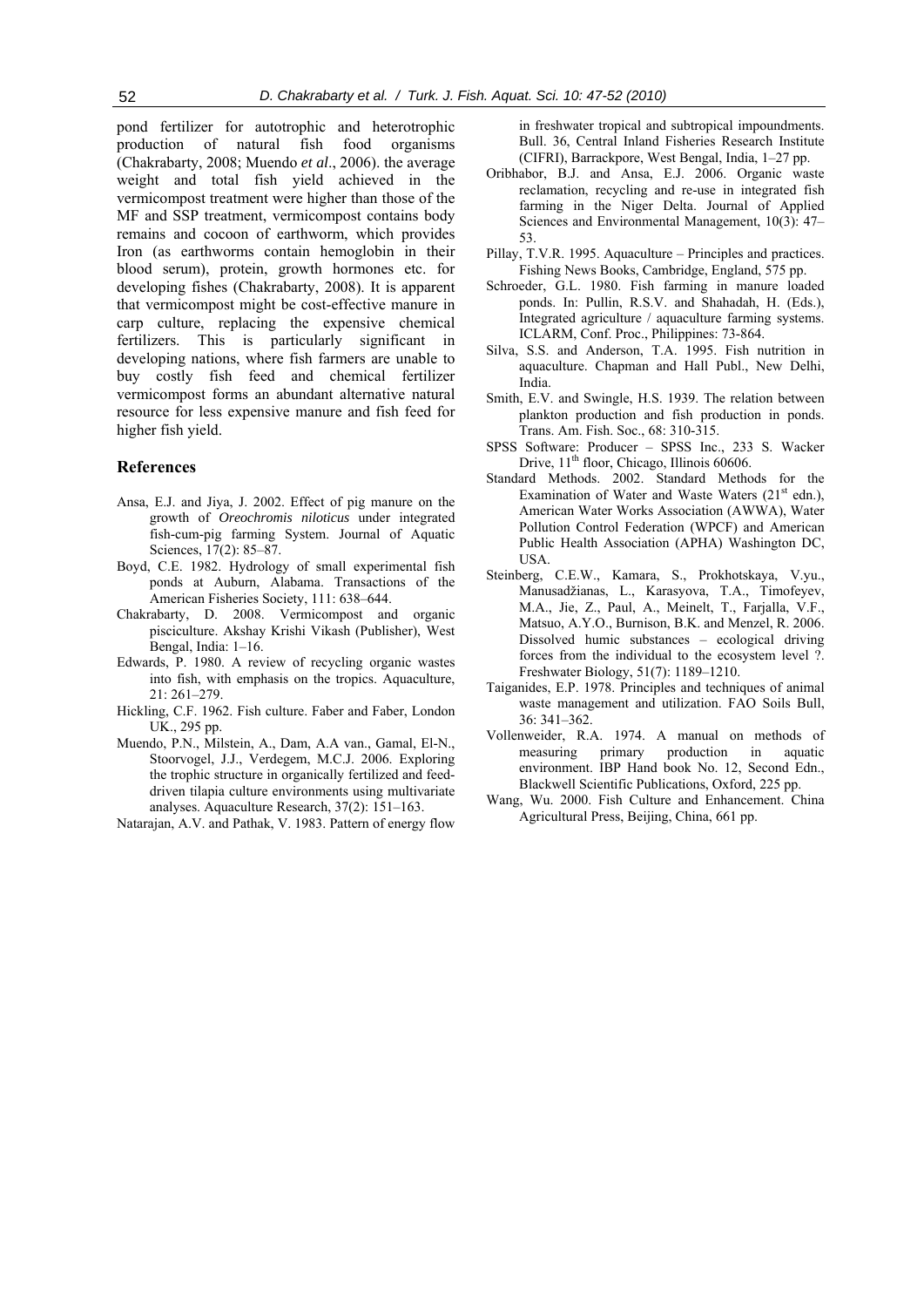pond fertilizer for autotrophic and heterotrophic production of natural fish food organisms (Chakrabarty, 2008; Muendo *et al*., 2006). the average weight and total fish yield achieved in the vermicompost treatment were higher than those of the MF and SSP treatment, vermicompost contains body remains and cocoon of earthworm, which provides Iron (as earthworms contain hemoglobin in their blood serum), protein, growth hormones etc. for developing fishes (Chakrabarty, 2008). It is apparent that vermicompost might be cost-effective manure in carp culture, replacing the expensive chemical fertilizers. This is particularly significant in developing nations, where fish farmers are unable to buy costly fish feed and chemical fertilizer vermicompost forms an abundant alternative natural resource for less expensive manure and fish feed for higher fish yield.

## References

Ansa, E.J. and Jiya, J. 2002. Effect of pig manure on the growth of *Oreochromis niloticus* under integrated fish-cum-pig farming System. Journal of Aquatic Sciences, 17(2): 85–87.

Boyd, C.E. 1982. Hydrology of small experimental fish ponds at Auburn, Alabama. Transactions of the American Fisheries Society, 111: 638–644.

Chakrabarty, D. 2008. Vermicompost and organic pisciculture. Akshay Krishi Vikash (Publisher), West Bengal, India: 1–16.

Edwards, P. 1980. A review of recycling organic wastes into fish, with emphasis on the tropics. Aquaculture, 21: 261–279.

Hickling, C.F. 1962. Fish culture. Faber and Faber, London UK., 295 pp.

Muendo, P.N., Milstein, A., Dam, A.A van., Gamal, El-N., Stoorvogel, J.J., Verdegem, M.C.J. 2006. Exploring the trophic structure in organically fertilized and feed-driven tilapia culture environments using multivariate analyses. Aquaculture Research, 37(2): 151–163.

Natarajan, A.V. and Pathak, V. 1983. Pattern of energy flow in freshwater tropical and subtropical impoundments. Bull. 36, Central Inland Fisheries Research Institute (CIFRI), Barrackpore, West Bengal, India, 1–27 pp.

Oribhabor, B.J. and Ansa, E.J. 2006. Organic waste reclamation, recycling and re-use in integrated fish farming in the Niger Delta. Journal of Applied Sciences and Environmental Management, 10(3): 47–53.

Pillay, T.V.R. 1995. Aquaculture – Principles and practices. Fishing News Books, Cambridge, England, 575 pp.

Schroeder, G.L. 1980. Fish farming in manure loaded ponds. In: Pullin, R.S.V. and Shahadah, H. (Eds.), Integrated agriculture / aquaculture farming systems. ICLARM, Conf. Proc., Philippines: 73-864.

Silva, S.S. and Anderson, T.A. 1995. Fish nutrition in aquaculture. Chapman and Hall Publ., New Delhi, India.

Smith, E.V. and Swingle, H.S. 1939. The relation between plankton production and fish production in ponds. Trans. Am. Fish. Soc., 68: 310-315.

SPSS Software: Producer – SPSS Inc., 233 S. Wacker Drive, 11th floor, Chicago, Illinois 60606.

Standard Methods. 2002. Standard Methods for the Examination of Water and Waste Waters (21st edn.), American Water Works Association (AWWA), Water Pollution Control Federation (WPCF) and American Public Health Association (APHA) Washington DC, USA.

Steinberg, C.E.W., Kamara, S., Prokhotskaya, V.yu., Manusadžianas, L., Karasyova, T.A., Timofeyev, M.A., Jie, Z., Paul, A., Meinelt, T., Farjalla, V.F., Matsuo, A.Y.O., Burnison, B.K. and Menzel, R. 2006. Dissolved humic substances – ecological driving forces from the individual to the ecosystem level ?. Freshwater Biology, 51(7): 1189–1210.

Taiganides, E.P. 1978. Principles and techniques of animal waste management and utilization. FAO Soils Bull, 36: 341–362.

Vollenweider, R.A. 1974. A manual on methods of measuring primary production in aquatic environment. IBP Hand book No. 12, Second Edn., Blackwell Scientific Publications, Oxford, 225 pp.

Wang, Wu. 2000. Fish Culture and Enhancement. China Agricultural Press, Beijing, China, 661 pp.